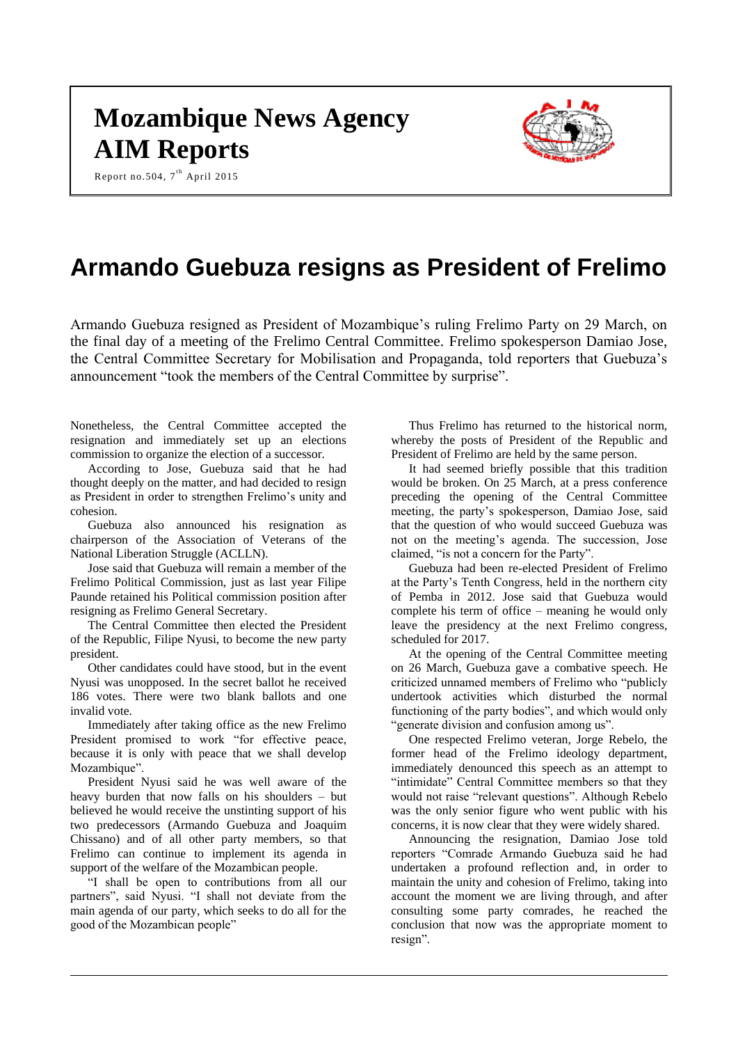# Mozambique News Agency
# AIM Reports

Report no.504, 7th April 2015

## Armando Guebuza resigns as President of Frelimo

Armando Guebuza resigned as President of Mozambique's ruling Frelimo Party on 29 March, on the final day of a meeting of the Frelimo Central Committee. Frelimo spokesperson Damiao Jose, the Central Committee Secretary for Mobilisation and Propaganda, told reporters that Guebuza's announcement "took the members of the Central Committee by surprise".

Nonetheless, the Central Committee accepted the resignation and immediately set up an elections commission to organize the election of a successor.

According to Jose, Guebuza said that he had thought deeply on the matter, and had decided to resign as President in order to strengthen Frelimo's unity and cohesion.

Guebuza also announced his resignation as chairperson of the Association of Veterans of the National Liberation Struggle (ACLLN).

Jose said that Guebuza will remain a member of the Frelimo Political Commission, just as last year Filipe Paunde retained his Political commission position after resigning as Frelimo General Secretary.

The Central Committee then elected the President of the Republic, Filipe Nyusi, to become the new party president.

Other candidates could have stood, but in the event Nyusi was unopposed. In the secret ballot he received 186 votes. There were two blank ballots and one invalid vote.

Immediately after taking office as the new Frelimo President promised to work "for effective peace, because it is only with peace that we shall develop Mozambique".

President Nyusi said he was well aware of the heavy burden that now falls on his shoulders – but believed he would receive the unstinting support of his two predecessors (Armando Guebuza and Joaquim Chissano) and of all other party members, so that Frelimo can continue to implement its agenda in support of the welfare of the Mozambican people.

"I shall be open to contributions from all our partners", said Nyusi. "I shall not deviate from the main agenda of our party, which seeks to do all for the good of the Mozambican people"

Thus Frelimo has returned to the historical norm, whereby the posts of President of the Republic and President of Frelimo are held by the same person.

It had seemed briefly possible that this tradition would be broken. On 25 March, at a press conference preceding the opening of the Central Committee meeting, the party's spokesperson, Damiao Jose, said that the question of who would succeed Guebuza was not on the meeting's agenda. The succession, Jose claimed, "is not a concern for the Party".

Guebuza had been re-elected President of Frelimo at the Party's Tenth Congress, held in the northern city of Pemba in 2012. Jose said that Guebuza would complete his term of office – meaning he would only leave the presidency at the next Frelimo congress, scheduled for 2017.

At the opening of the Central Committee meeting on 26 March, Guebuza gave a combative speech. He criticized unnamed members of Frelimo who "publicly undertook activities which disturbed the normal functioning of the party bodies", and which would only "generate division and confusion among us".

One respected Frelimo veteran, Jorge Rebelo, the former head of the Frelimo ideology department, immediately denounced this speech as an attempt to "intimidate" Central Committee members so that they would not raise "relevant questions". Although Rebelo was the only senior figure who went public with his concerns, it is now clear that they were widely shared.

Announcing the resignation, Damiao Jose told reporters "Comrade Armando Guebuza said he had undertaken a profound reflection and, in order to maintain the unity and cohesion of Frelimo, taking into account the moment we are living through, and after consulting some party comrades, he reached the conclusion that now was the appropriate moment to resign".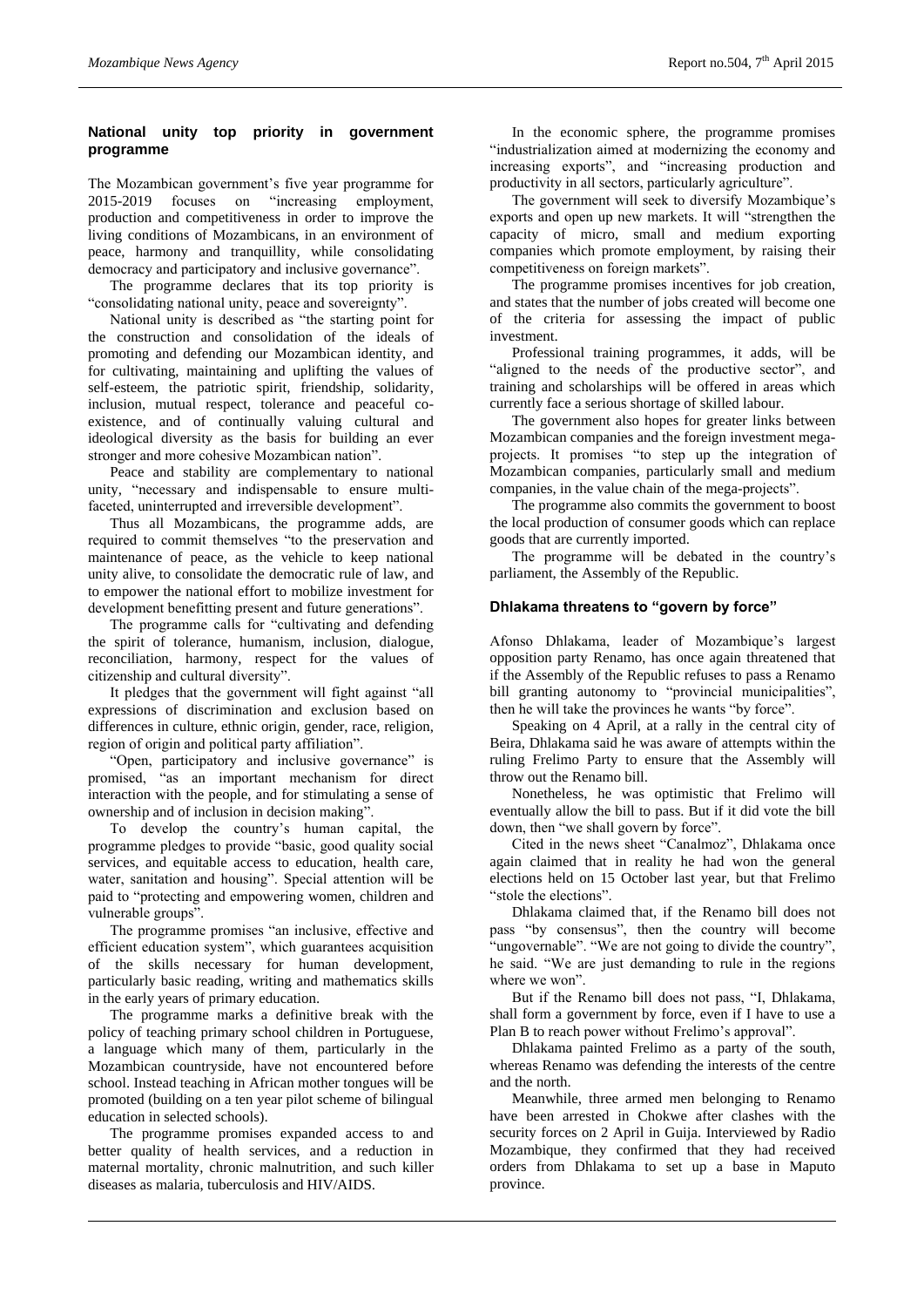## National unity top priority in government programme

The Mozambican government's five year programme for 2015-2019 focuses on "increasing employment, production and competitiveness in order to improve the living conditions of Mozambicans, in an environment of peace, harmony and tranquillity, while consolidating democracy and participatory and inclusive governance".

The programme declares that its top priority is "consolidating national unity, peace and sovereignty".

National unity is described as "the starting point for the construction and consolidation of the ideals of promoting and defending our Mozambican identity, and for cultivating, maintaining and uplifting the values of self-esteem, the patriotic spirit, friendship, solidarity, inclusion, mutual respect, tolerance and peaceful co-existence, and of continually valuing cultural and ideological diversity as the basis for building an ever stronger and more cohesive Mozambican nation".

Peace and stability are complementary to national unity, "necessary and indispensable to ensure multi-faceted, uninterrupted and irreversible development".

Thus all Mozambicans, the programme adds, are required to commit themselves "to the preservation and maintenance of peace, as the vehicle to keep national unity alive, to consolidate the democratic rule of law, and to empower the national effort to mobilize investment for development benefitting present and future generations".

The programme calls for "cultivating and defending the spirit of tolerance, humanism, inclusion, dialogue, reconciliation, harmony, respect for the values of citizenship and cultural diversity".

It pledges that the government will fight against "all expressions of discrimination and exclusion based on differences in culture, ethnic origin, gender, race, religion, region of origin and political party affiliation".

"Open, participatory and inclusive governance" is promised, "as an important mechanism for direct interaction with the people, and for stimulating a sense of ownership and of inclusion in decision making".

To develop the country's human capital, the programme pledges to provide "basic, good quality social services, and equitable access to education, health care, water, sanitation and housing". Special attention will be paid to "protecting and empowering women, children and vulnerable groups".

The programme promises "an inclusive, effective and efficient education system", which guarantees acquisition of the skills necessary for human development, particularly basic reading, writing and mathematics skills in the early years of primary education.

The programme marks a definitive break with the policy of teaching primary school children in Portuguese, a language which many of them, particularly in the Mozambican countryside, have not encountered before school. Instead teaching in African mother tongues will be promoted (building on a ten year pilot scheme of bilingual education in selected schools).

The programme promises expanded access to and better quality of health services, and a reduction in maternal mortality, chronic malnutrition, and such killer diseases as malaria, tuberculosis and HIV/AIDS.

In the economic sphere, the programme promises "industrialization aimed at modernizing the economy and increasing exports", and "increasing production and productivity in all sectors, particularly agriculture".

The government will seek to diversify Mozambique's exports and open up new markets. It will "strengthen the capacity of micro, small and medium exporting companies which promote employment, by raising their competitiveness on foreign markets".

The programme promises incentives for job creation, and states that the number of jobs created will become one of the criteria for assessing the impact of public investment.

Professional training programmes, it adds, will be "aligned to the needs of the productive sector", and training and scholarships will be offered in areas which currently face a serious shortage of skilled labour.

The government also hopes for greater links between Mozambican companies and the foreign investment mega-projects. It promises "to step up the integration of Mozambican companies, particularly small and medium companies, in the value chain of the mega-projects".

The programme also commits the government to boost the local production of consumer goods which can replace goods that are currently imported.

The programme will be debated in the country's parliament, the Assembly of the Republic.

## Dhlakama threatens to "govern by force"

Afonso Dhlakama, leader of Mozambique's largest opposition party Renamo, has once again threatened that if the Assembly of the Republic refuses to pass a Renamo bill granting autonomy to "provincial municipalities", then he will take the provinces he wants "by force".

Speaking on 4 April, at a rally in the central city of Beira, Dhlakama said he was aware of attempts within the ruling Frelimo Party to ensure that the Assembly will throw out the Renamo bill.

Nonetheless, he was optimistic that Frelimo will eventually allow the bill to pass. But if it did vote the bill down, then "we shall govern by force".

Cited in the news sheet "Canalmoz", Dhlakama once again claimed that in reality he had won the general elections held on 15 October last year, but that Frelimo "stole the elections".

Dhlakama claimed that, if the Renamo bill does not pass "by consensus", then the country will become "ungovernable". "We are not going to divide the country", he said. "We are just demanding to rule in the regions where we won".

But if the Renamo bill does not pass, "I, Dhlakama, shall form a government by force, even if I have to use a Plan B to reach power without Frelimo's approval".

Dhlakama painted Frelimo as a party of the south, whereas Renamo was defending the interests of the centre and the north.

Meanwhile, three armed men belonging to Renamo have been arrested in Chokwe after clashes with the security forces on 2 April in Guija. Interviewed by Radio Mozambique, they confirmed that they had received orders from Dhlakama to set up a base in Maputo province.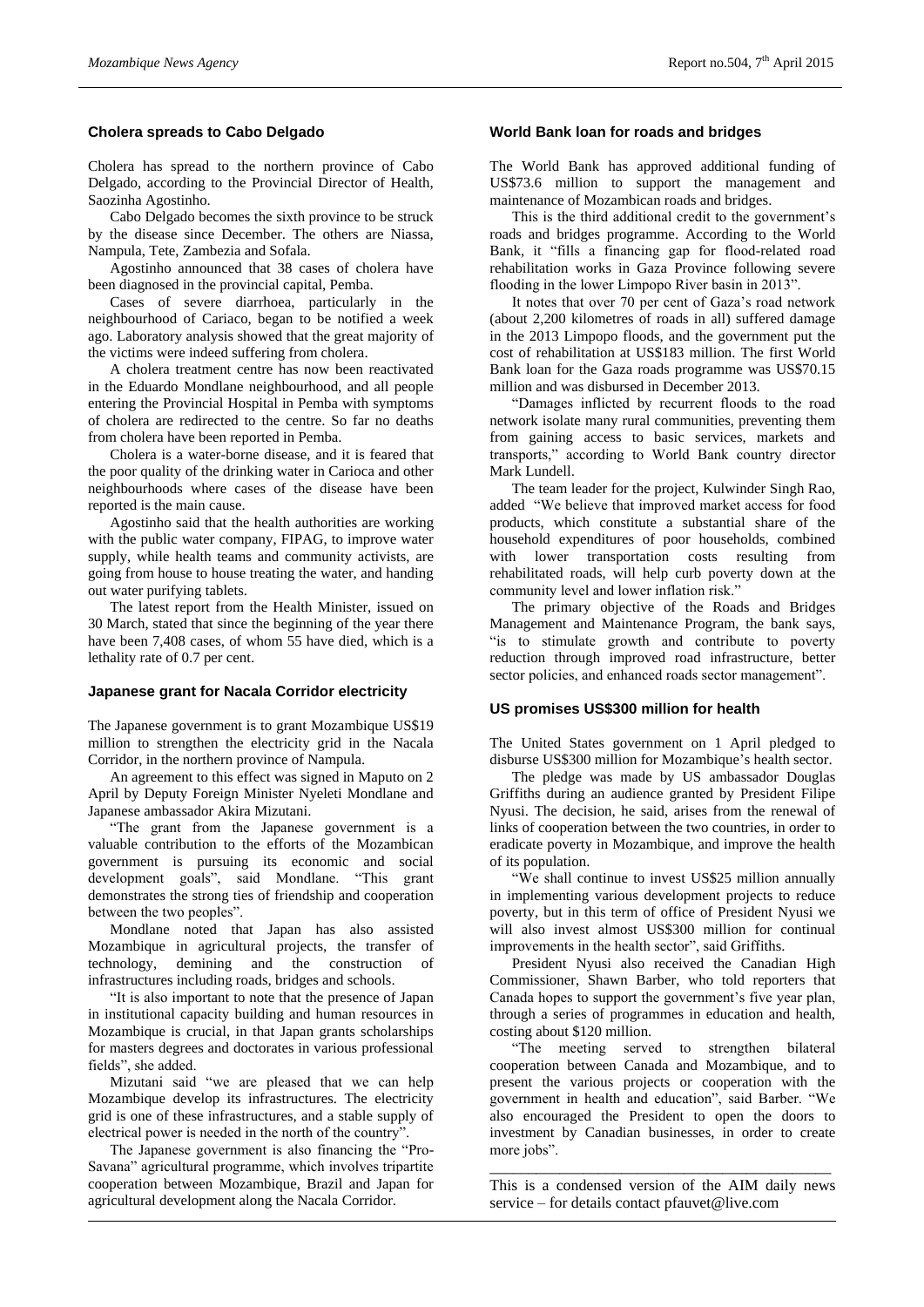## Cholera spreads to Cabo Delgado

Cholera has spread to the northern province of Cabo Delgado, according to the Provincial Director of Health, Saozinha Agostinho.

Cabo Delgado becomes the sixth province to be struck by the disease since December. The others are Niassa, Nampula, Tete, Zambezia and Sofala.

Agostinho announced that 38 cases of cholera have been diagnosed in the provincial capital, Pemba.

Cases of severe diarrhoea, particularly in the neighbourhood of Cariaco, began to be notified a week ago. Laboratory analysis showed that the great majority of the victims were indeed suffering from cholera.

A cholera treatment centre has now been reactivated in the Eduardo Mondlane neighbourhood, and all people entering the Provincial Hospital in Pemba with symptoms of cholera are redirected to the centre. So far no deaths from cholera have been reported in Pemba.

Cholera is a water-borne disease, and it is feared that the poor quality of the drinking water in Carioca and other neighbourhoods where cases of the disease have been reported is the main cause.

Agostinho said that the health authorities are working with the public water company, FIPAG, to improve water supply, while health teams and community activists, are going from house to house treating the water, and handing out water purifying tablets.

The latest report from the Health Minister, issued on 30 March, stated that since the beginning of the year there have been 7,408 cases, of whom 55 have died, which is a lethality rate of 0.7 per cent.

## Japanese grant for Nacala Corridor electricity

The Japanese government is to grant Mozambique US$19 million to strengthen the electricity grid in the Nacala Corridor, in the northern province of Nampula.

An agreement to this effect was signed in Maputo on 2 April by Deputy Foreign Minister Nyeleti Mondlane and Japanese ambassador Akira Mizutani.

"The grant from the Japanese government is a valuable contribution to the efforts of the Mozambican government is pursuing its economic and social development goals", said Mondlane. "This grant demonstrates the strong ties of friendship and cooperation between the two peoples".

Mondlane noted that Japan has also assisted Mozambique in agricultural projects, the transfer of technology, demining and the construction of infrastructures including roads, bridges and schools.

"It is also important to note that the presence of Japan in institutional capacity building and human resources in Mozambique is crucial, in that Japan grants scholarships for masters degrees and doctorates in various professional fields", she added.

Mizutani said "we are pleased that we can help Mozambique develop its infrastructures. The electricity grid is one of these infrastructures, and a stable supply of electrical power is needed in the north of the country".

The Japanese government is also financing the "Pro-Savana" agricultural programme, which involves tripartite cooperation between Mozambique, Brazil and Japan for agricultural development along the Nacala Corridor.

## World Bank loan for roads and bridges

The World Bank has approved additional funding of US$73.6 million to support the management and maintenance of Mozambican roads and bridges.

This is the third additional credit to the government's roads and bridges programme. According to the World Bank, it "fills a financing gap for flood-related road rehabilitation works in Gaza Province following severe flooding in the lower Limpopo River basin in 2013".

It notes that over 70 per cent of Gaza's road network (about 2,200 kilometres of roads in all) suffered damage in the 2013 Limpopo floods, and the government put the cost of rehabilitation at US$183 million. The first World Bank loan for the Gaza roads programme was US$70.15 million and was disbursed in December 2013.

"Damages inflicted by recurrent floods to the road network isolate many rural communities, preventing them from gaining access to basic services, markets and transports," according to World Bank country director Mark Lundell.

The team leader for the project, Kulwinder Singh Rao, added "We believe that improved market access for food products, which constitute a substantial share of the household expenditures of poor households, combined with lower transportation costs resulting from rehabilitated roads, will help curb poverty down at the community level and lower inflation risk."

The primary objective of the Roads and Bridges Management and Maintenance Program, the bank says, "is to stimulate growth and contribute to poverty reduction through improved road infrastructure, better sector policies, and enhanced roads sector management".

## US promises US$300 million for health

The United States government on 1 April pledged to disburse US$300 million for Mozambique's health sector.

The pledge was made by US ambassador Douglas Griffiths during an audience granted by President Filipe Nyusi. The decision, he said, arises from the renewal of links of cooperation between the two countries, in order to eradicate poverty in Mozambique, and improve the health of its population.

"We shall continue to invest US$25 million annually in implementing various development projects to reduce poverty, but in this term of office of President Nyusi we will also invest almost US$300 million for continual improvements in the health sector", said Griffiths.

President Nyusi also received the Canadian High Commissioner, Shawn Barber, who told reporters that Canada hopes to support the government's five year plan, through a series of programmes in education and health, costing about $120 million.

"The meeting served to strengthen bilateral cooperation between Canada and Mozambique, and to present the various projects or cooperation with the government in health and education", said Barber. "We also encouraged the President to open the doors to investment by Canadian businesses, in order to create more jobs".

---

This is a condensed version of the AIM daily news service – for details contact pfauvet@live.com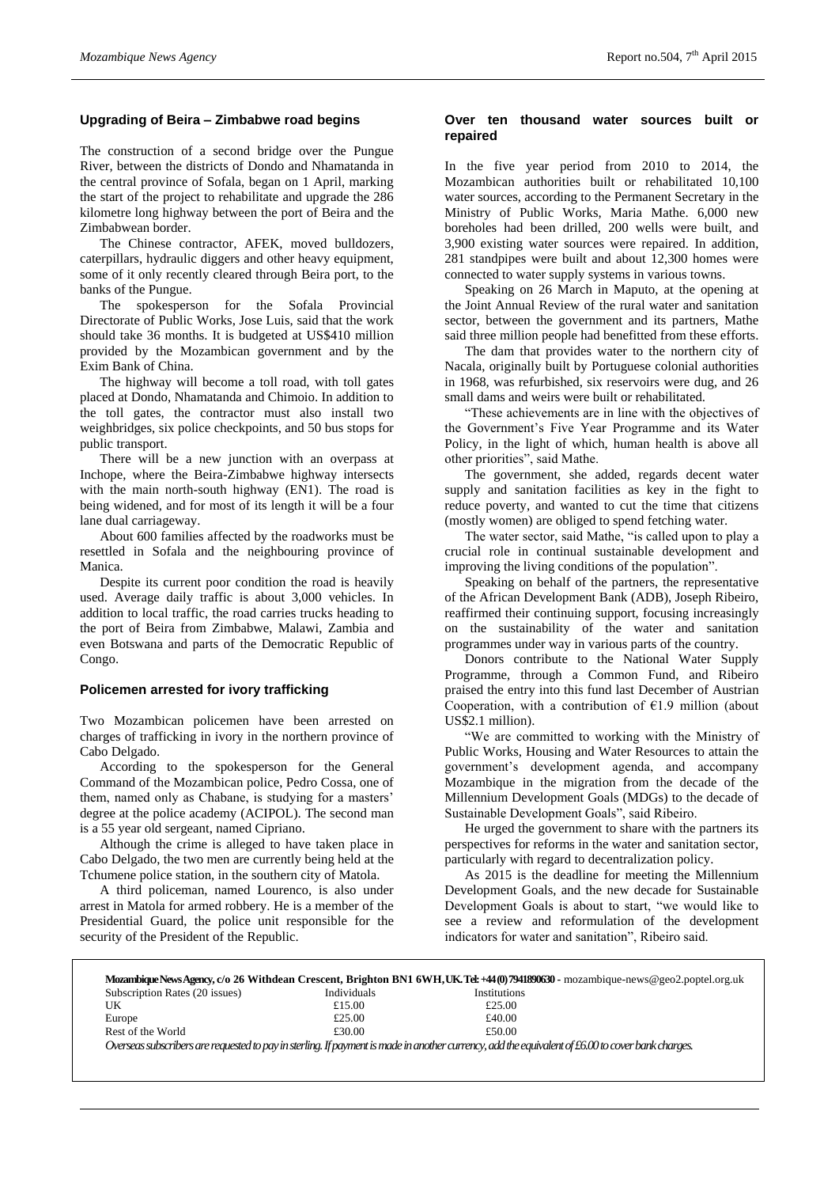## Upgrading of Beira – Zimbabwe road begins

The construction of a second bridge over the Pungue River, between the districts of Dondo and Nhamatanda in the central province of Sofala, began on 1 April, marking the start of the project to rehabilitate and upgrade the 286 kilometre long highway between the port of Beira and the Zimbabwean border.

The Chinese contractor, AFEK, moved bulldozers, caterpillars, hydraulic diggers and other heavy equipment, some of it only recently cleared through Beira port, to the banks of the Pungue.

The spokesperson for the Sofala Provincial Directorate of Public Works, Jose Luis, said that the work should take 36 months. It is budgeted at US$410 million provided by the Mozambican government and by the Exim Bank of China.

The highway will become a toll road, with toll gates placed at Dondo, Nhamatanda and Chimoio. In addition to the toll gates, the contractor must also install two weighbridges, six police checkpoints, and 50 bus stops for public transport.

There will be a new junction with an overpass at Inchope, where the Beira-Zimbabwe highway intersects with the main north-south highway (EN1). The road is being widened, and for most of its length it will be a four lane dual carriageway.

About 600 families affected by the roadworks must be resettled in Sofala and the neighbouring province of Manica.

Despite its current poor condition the road is heavily used. Average daily traffic is about 3,000 vehicles. In addition to local traffic, the road carries trucks heading to the port of Beira from Zimbabwe, Malawi, Zambia and even Botswana and parts of the Democratic Republic of Congo.

## Policemen arrested for ivory trafficking

Two Mozambican policemen have been arrested on charges of trafficking in ivory in the northern province of Cabo Delgado.

According to the spokesperson for the General Command of the Mozambican police, Pedro Cossa, one of them, named only as Chabane, is studying for a masters' degree at the police academy (ACIPOL). The second man is a 55 year old sergeant, named Cipriano.

Although the crime is alleged to have taken place in Cabo Delgado, the two men are currently being held at the Tchumene police station, in the southern city of Matola.

A third policeman, named Lourenco, is also under arrest in Matola for armed robbery. He is a member of the Presidential Guard, the police unit responsible for the security of the President of the Republic.

## Over ten thousand water sources built or repaired

In the five year period from 2010 to 2014, the Mozambican authorities built or rehabilitated 10,100 water sources, according to the Permanent Secretary in the Ministry of Public Works, Maria Mathe. 6,000 new boreholes had been drilled, 200 wells were built, and 3,900 existing water sources were repaired. In addition, 281 standpipes were built and about 12,300 homes were connected to water supply systems in various towns.

Speaking on 26 March in Maputo, at the opening at the Joint Annual Review of the rural water and sanitation sector, between the government and its partners, Mathe said three million people had benefitted from these efforts.

The dam that provides water to the northern city of Nacala, originally built by Portuguese colonial authorities in 1968, was refurbished, six reservoirs were dug, and 26 small dams and weirs were built or rehabilitated.

"These achievements are in line with the objectives of the Government's Five Year Programme and its Water Policy, in the light of which, human health is above all other priorities", said Mathe.

The government, she added, regards decent water supply and sanitation facilities as key in the fight to reduce poverty, and wanted to cut the time that citizens (mostly women) are obliged to spend fetching water.

The water sector, said Mathe, "is called upon to play a crucial role in continual sustainable development and improving the living conditions of the population".

Speaking on behalf of the partners, the representative of the African Development Bank (ADB), Joseph Ribeiro, reaffirmed their continuing support, focusing increasingly on the sustainability of the water and sanitation programmes under way in various parts of the country.

Donors contribute to the National Water Supply Programme, through a Common Fund, and Ribeiro praised the entry into this fund last December of Austrian Cooperation, with a contribution of €1.9 million (about US$2.1 million).

"We are committed to working with the Ministry of Public Works, Housing and Water Resources to attain the government's development agenda, and accompany Mozambique in the migration from the decade of the Millennium Development Goals (MDGs) to the decade of Sustainable Development Goals", said Ribeiro.

He urged the government to share with the partners its perspectives for reforms in the water and sanitation sector, particularly with regard to decentralization policy.

As 2015 is the deadline for meeting the Millennium Development Goals, and the new decade for Sustainable Development Goals is about to start, "we would like to see a review and reformulation of the development indicators for water and sanitation", Ribeiro said.

---

**Mozambique News Agency, c/o 26 Withdean Crescent, Brighton BN1 6WH, UK. Tel: +44 (0) 7941890630 -** mozambique-news@geo2.poptel.org.uk

| Subscription Rates (20 issues) | Individuals | Institutions |
|---|---|---|
| UK | £15.00 | £25.00 |
| Europe | £25.00 | £40.00 |
| Rest of the World | £30.00 | £50.00 |

*Overseas subscribers are requested to pay in sterling. If payment is made in another currency, add the equivalent of £6.00 to cover bank charges.*